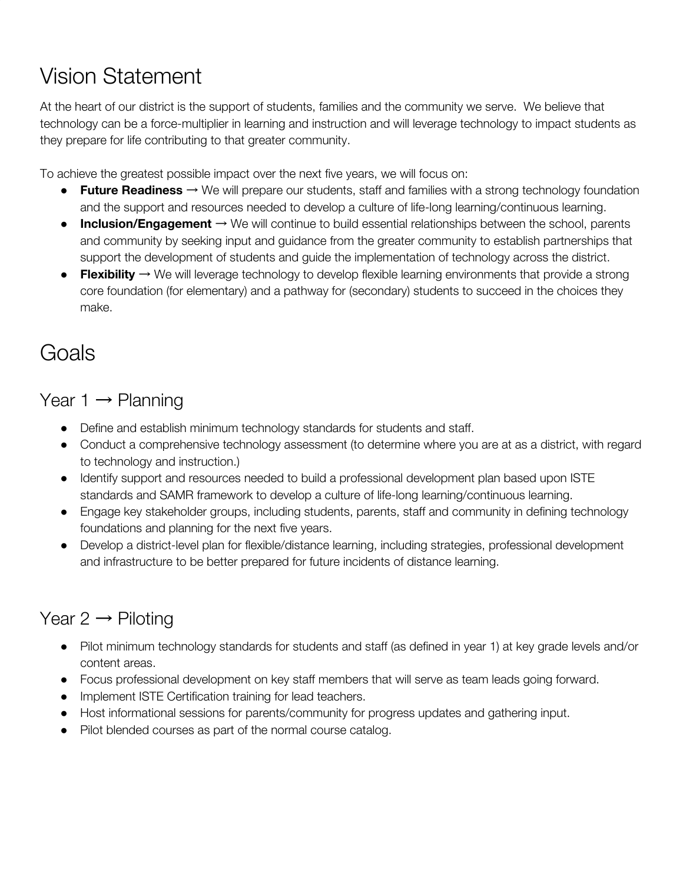# Vision Statement

At the heart of our district is the support of students, families and the community we serve. We believe that technology can be a force-multiplier in learning and instruction and will leverage technology to impact students as they prepare for life contributing to that greater community.

To achieve the greatest possible impact over the next five years, we will focus on:

- **Future Readiness** → We will prepare our students, staff and families with a strong technology foundation and the support and resources needed to develop a culture of life-long learning/continuous learning.
- **Inclusion/Engagement** → We will continue to build essential relationships between the school, parents and community by seeking input and guidance from the greater community to establish partnerships that support the development of students and guide the implementation of technology across the district.
- **Flexibility** → We will leverage technology to develop flexible learning environments that provide a strong core foundation (for elementary) and a pathway for (secondary) students to succeed in the choices they make.

# Goals

## Year 1 → Planning

- Define and establish minimum technology standards for students and staff.
- Conduct a comprehensive technology assessment (to determine where you are at as a district, with regard to technology and instruction.)
- Identify support and resources needed to build a professional development plan based upon ISTE standards and SAMR framework to develop a culture of life-long learning/continuous learning.
- Engage key stakeholder groups, including students, parents, staff and community in defining technology foundations and planning for the next five years.
- Develop a district-level plan for flexible/distance learning, including strategies, professional development and infrastructure to be better prepared for future incidents of distance learning.

## Year 2 → Piloting

- Pilot minimum technology standards for students and staff (as defined in year 1) at key grade levels and/or content areas.
- Focus professional development on key staff members that will serve as team leads going forward.
- Implement ISTE Certification training for lead teachers.
- Host informational sessions for parents/community for progress updates and gathering input.
- Pilot blended courses as part of the normal course catalog.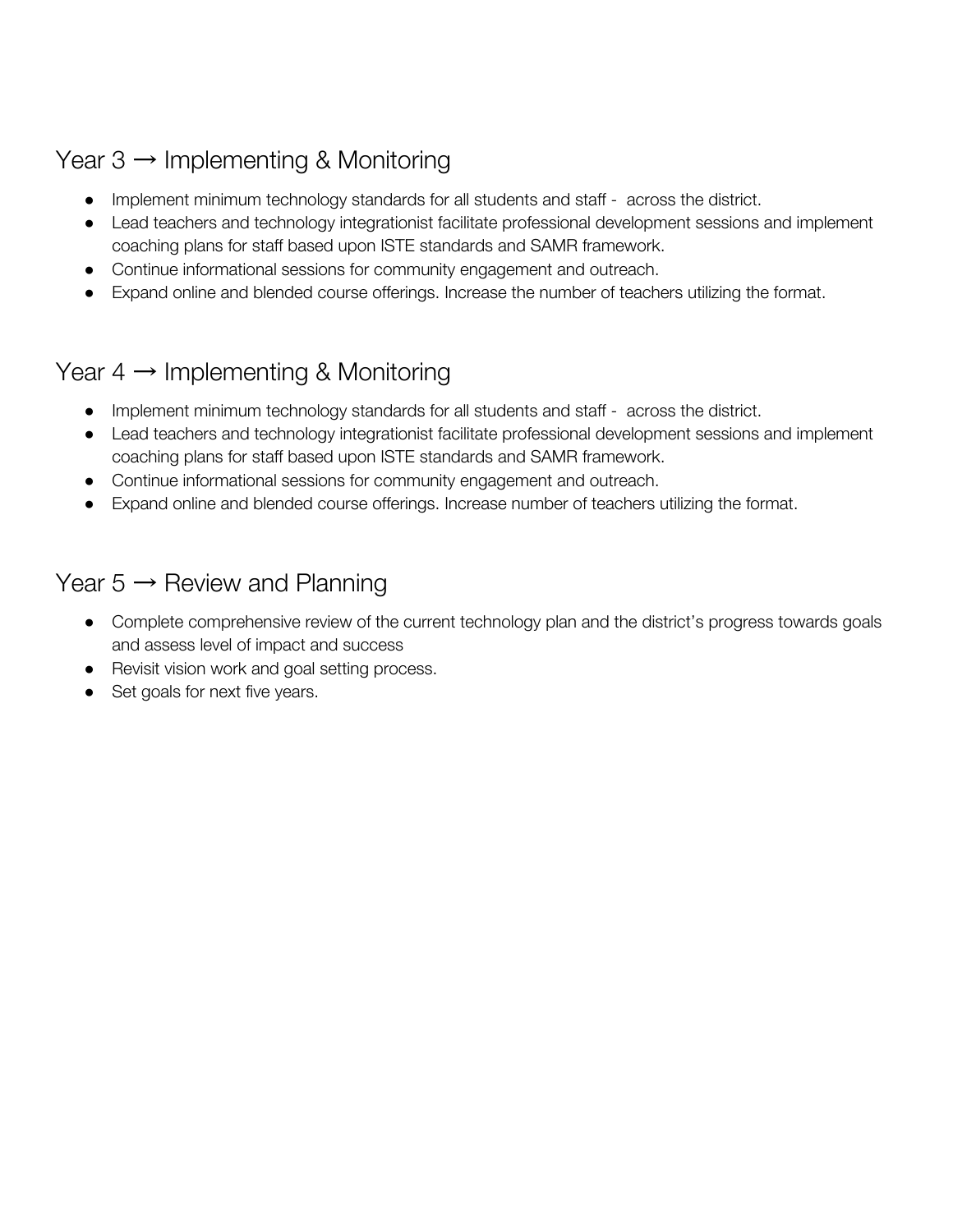## Year 3 → Implementing & Monitoring

- Implement minimum technology standards for all students and staff -  across the district.
- Lead teachers and technology integrationist facilitate professional development sessions and implement coaching plans for staff based upon ISTE standards and SAMR framework.
- Continue informational sessions for community engagement and outreach.
- Expand online and blended course offerings. Increase the number of teachers utilizing the format.

## Year 4 → Implementing & Monitoring

- Implement minimum technology standards for all students and staff -  across the district.
- Lead teachers and technology integrationist facilitate professional development sessions and implement coaching plans for staff based upon ISTE standards and SAMR framework.
- Continue informational sessions for community engagement and outreach.
- Expand online and blended course offerings. Increase number of teachers utilizing the format.

## Year 5 → Review and Planning

- Complete comprehensive review of the current technology plan and the district's progress towards goals and assess level of impact and success
- Revisit vision work and goal setting process.
- Set goals for next five years.